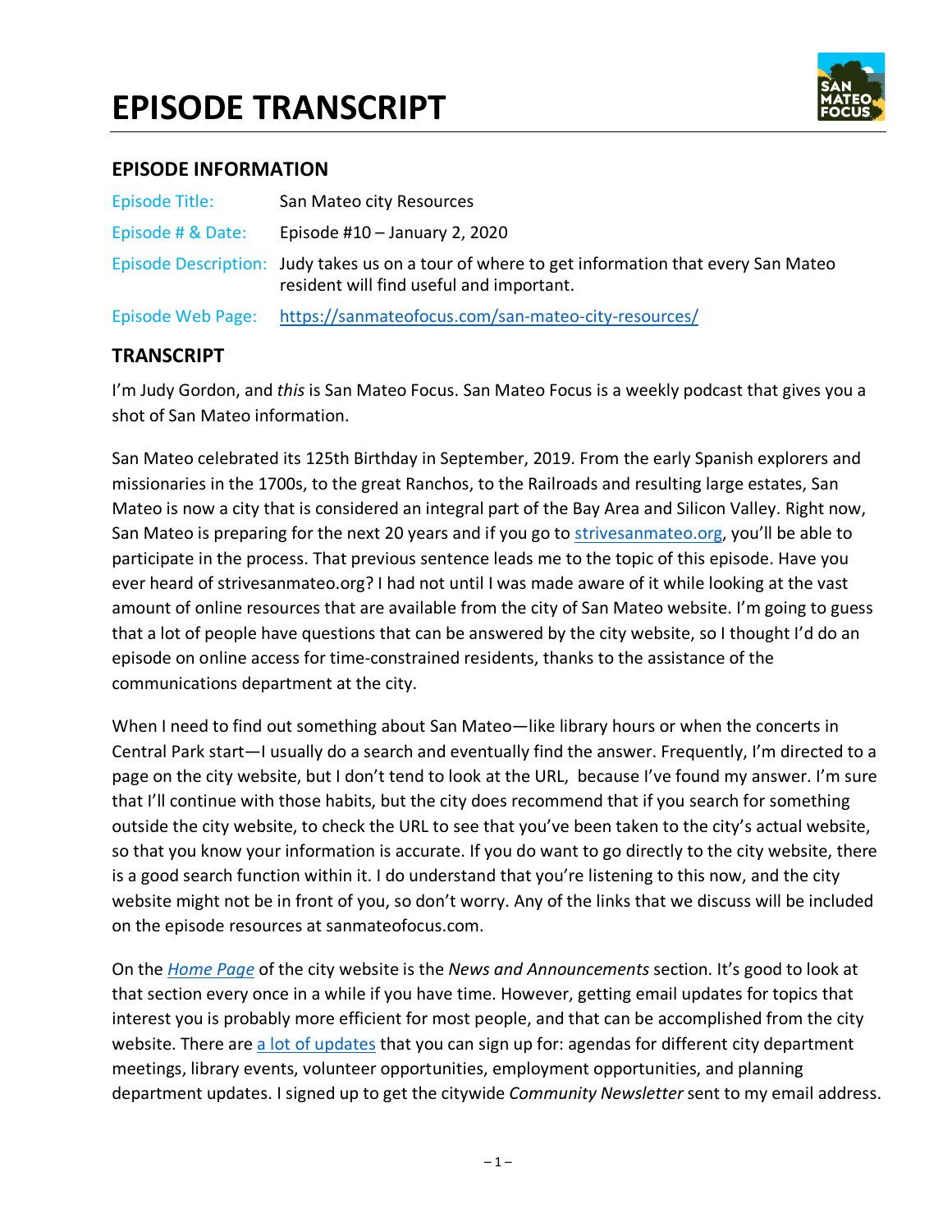# EPISODE TRANSCRIPT

## EPISODE INFORMATION

| | |
|---|---|
| Episode Title: | San Mateo city Resources |
| Episode # & Date: | Episode #10 – January 2, 2020 |
| Episode Description: | Judy takes us on a tour of where to get information that every San Mateo resident will find useful and important. |
| Episode Web Page: | [https://sanmateofocus.com/san-mateo-city-resources/](https://sanmateofocus.com/san-mateo-city-resources/) |

## TRANSCRIPT

I'm Judy Gordon, and *this* is San Mateo Focus. San Mateo Focus is a weekly podcast that gives you a shot of San Mateo information.

San Mateo celebrated its 125th Birthday in September, 2019. From the early Spanish explorers and missionaries in the 1700s, to the great Ranchos, to the Railroads and resulting large estates, San Mateo is now a city that is considered an integral part of the Bay Area and Silicon Valley. Right now, San Mateo is preparing for the next 20 years and if you go to strivesanmateo.org, you'll be able to participate in the process. That previous sentence leads me to the topic of this episode. Have you ever heard of strivesanmateo.org? I had not until I was made aware of it while looking at the vast amount of online resources that are available from the city of San Mateo website. I'm going to guess that a lot of people have questions that can be answered by the city website, so I thought I'd do an episode on online access for time-constrained residents, thanks to the assistance of the communications department at the city.

When I need to find out something about San Mateo—like library hours or when the concerts in Central Park start—I usually do a search and eventually find the answer. Frequently, I'm directed to a page on the city website, but I don't tend to look at the URL, because I've found my answer. I'm sure that I'll continue with those habits, but the city does recommend that if you search for something outside the city website, to check the URL to see that you've been taken to the city's actual website, so that you know your information is accurate. If you do want to go directly to the city website, there is a good search function within it. I do understand that you're listening to this now, and the city website might not be in front of you, so don't worry. Any of the links that we discuss will be included on the episode resources at sanmateofocus.com.

On the *Home Page* of the city website is the *News and Announcements* section. It's good to look at that section every once in a while if you have time. However, getting email updates for topics that interest you is probably more efficient for most people, and that can be accomplished from the city website. There are a lot of updates that you can sign up for: agendas for different city department meetings, library events, volunteer opportunities, employment opportunities, and planning department updates. I signed up to get the citywide *Community Newsletter* sent to my email address.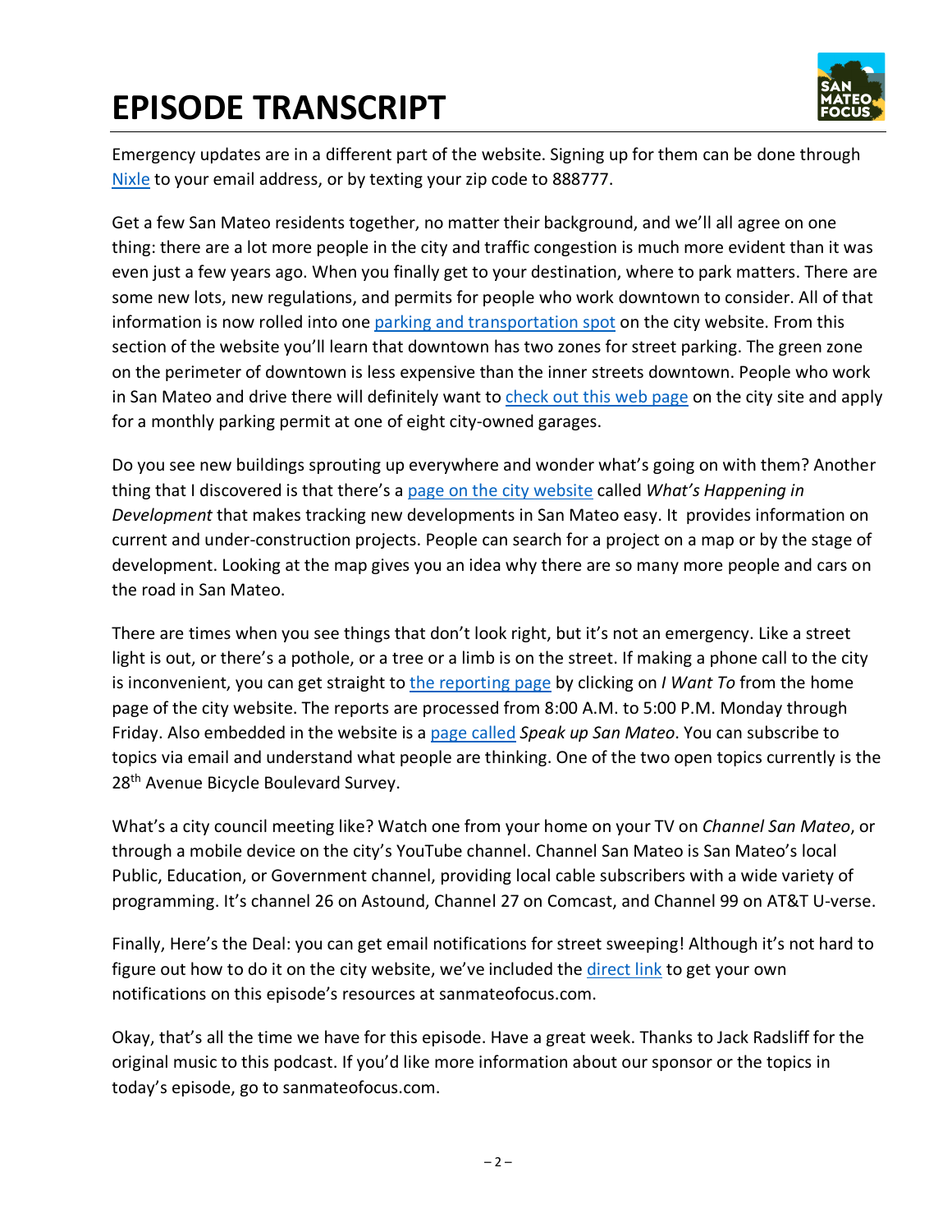# EPISODE TRANSCRIPT

Emergency updates are in a different part of the website. Signing up for them can be done through Nixle to your email address, or by texting your zip code to 888777.

Get a few San Mateo residents together, no matter their background, and we'll all agree on one thing: there are a lot more people in the city and traffic congestion is much more evident than it was even just a few years ago. When you finally get to your destination, where to park matters. There are some new lots, new regulations, and permits for people who work downtown to consider. All of that information is now rolled into one parking and transportation spot on the city website. From this section of the website you'll learn that downtown has two zones for street parking. The green zone on the perimeter of downtown is less expensive than the inner streets downtown. People who work in San Mateo and drive there will definitely want to check out this web page on the city site and apply for a monthly parking permit at one of eight city-owned garages.

Do you see new buildings sprouting up everywhere and wonder what's going on with them? Another thing that I discovered is that there's a page on the city website called *What's Happening in Development* that makes tracking new developments in San Mateo easy. It provides information on current and under-construction projects. People can search for a project on a map or by the stage of development. Looking at the map gives you an idea why there are so many more people and cars on the road in San Mateo.

There are times when you see things that don't look right, but it's not an emergency. Like a street light is out, or there's a pothole, or a tree or a limb is on the street. If making a phone call to the city is inconvenient, you can get straight to the reporting page by clicking on *I Want To* from the home page of the city website. The reports are processed from 8:00 A.M. to 5:00 P.M. Monday through Friday. Also embedded in the website is a page called *Speak up San Mateo*. You can subscribe to topics via email and understand what people are thinking. One of the two open topics currently is the 28th Avenue Bicycle Boulevard Survey.

What's a city council meeting like? Watch one from your home on your TV on *Channel San Mateo*, or through a mobile device on the city's YouTube channel. Channel San Mateo is San Mateo's local Public, Education, or Government channel, providing local cable subscribers with a wide variety of programming. It's channel 26 on Astound, Channel 27 on Comcast, and Channel 99 on AT&T U-verse.

Finally, Here's the Deal: you can get email notifications for street sweeping! Although it's not hard to figure out how to do it on the city website, we've included the direct link to get your own notifications on this episode's resources at sanmateofocus.com.

Okay, that's all the time we have for this episode. Have a great week. Thanks to Jack Radsliff for the original music to this podcast. If you'd like more information about our sponsor or the topics in today's episode, go to sanmateofocus.com.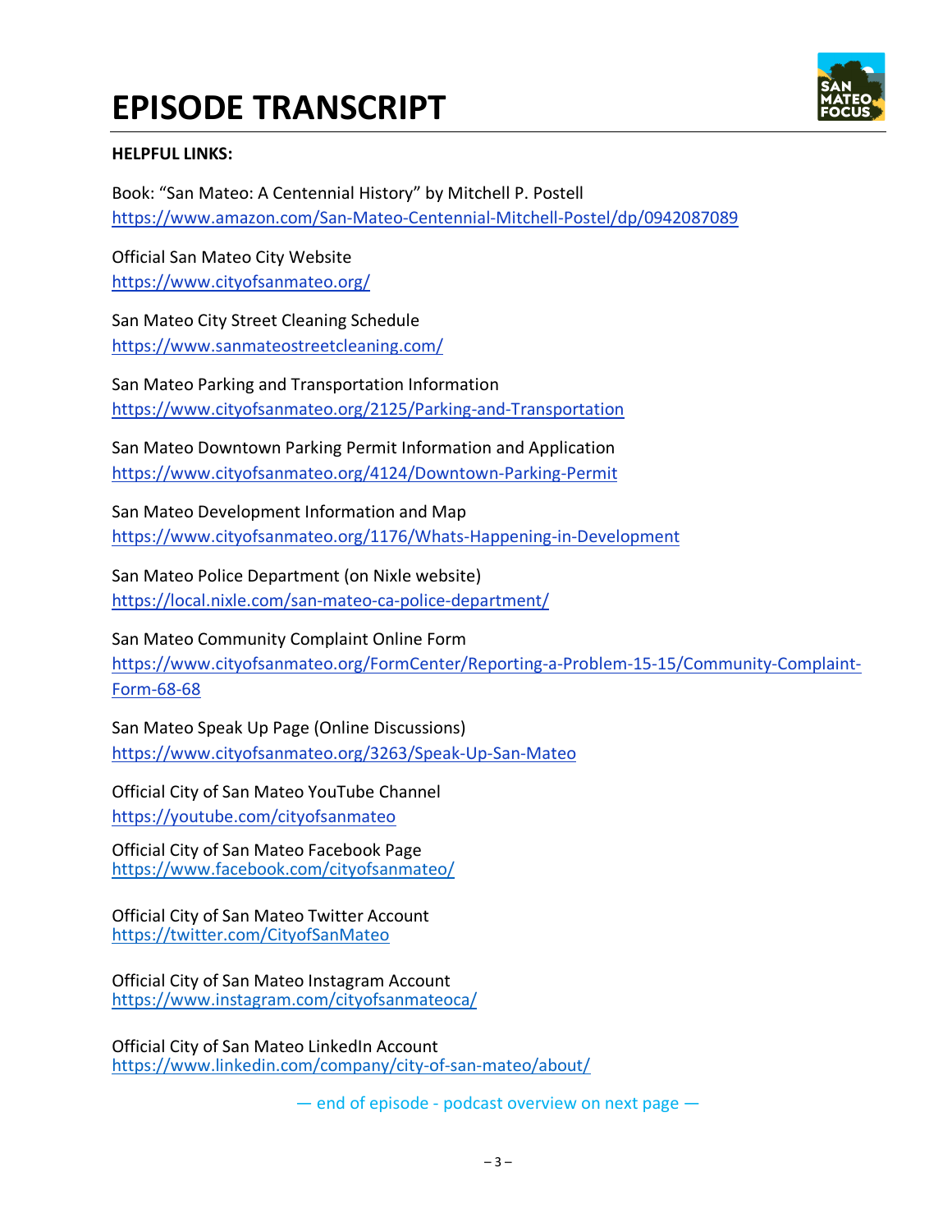# EPISODE TRANSCRIPT

**HELPFUL LINKS:**

Book: "San Mateo: A Centennial History" by Mitchell P. Postell
https://www.amazon.com/San-Mateo-Centennial-Mitchell-Postel/dp/0942087089

Official San Mateo City Website
https://www.cityofsanmateo.org/

San Mateo City Street Cleaning Schedule
https://www.sanmateostreetcleaning.com/

San Mateo Parking and Transportation Information
https://www.cityofsanmateo.org/2125/Parking-and-Transportation

San Mateo Downtown Parking Permit Information and Application
https://www.cityofsanmateo.org/4124/Downtown-Parking-Permit

San Mateo Development Information and Map
https://www.cityofsanmateo.org/1176/Whats-Happening-in-Development

San Mateo Police Department (on Nixle website)
https://local.nixle.com/san-mateo-ca-police-department/

San Mateo Community Complaint Online Form
https://www.cityofsanmateo.org/FormCenter/Reporting-a-Problem-15-15/Community-Complaint-Form-68-68

San Mateo Speak Up Page (Online Discussions)
https://www.cityofsanmateo.org/3263/Speak-Up-San-Mateo

Official City of San Mateo YouTube Channel
https://youtube.com/cityofsanmateo

Official City of San Mateo Facebook Page
https://www.facebook.com/cityofsanmateo/

Official City of San Mateo Twitter Account
https://twitter.com/CityofSanMateo

Official City of San Mateo Instagram Account
https://www.instagram.com/cityofsanmateoca/

Official City of San Mateo LinkedIn Account
https://www.linkedin.com/company/city-of-san-mateo/about/

— end of episode - podcast overview on next page —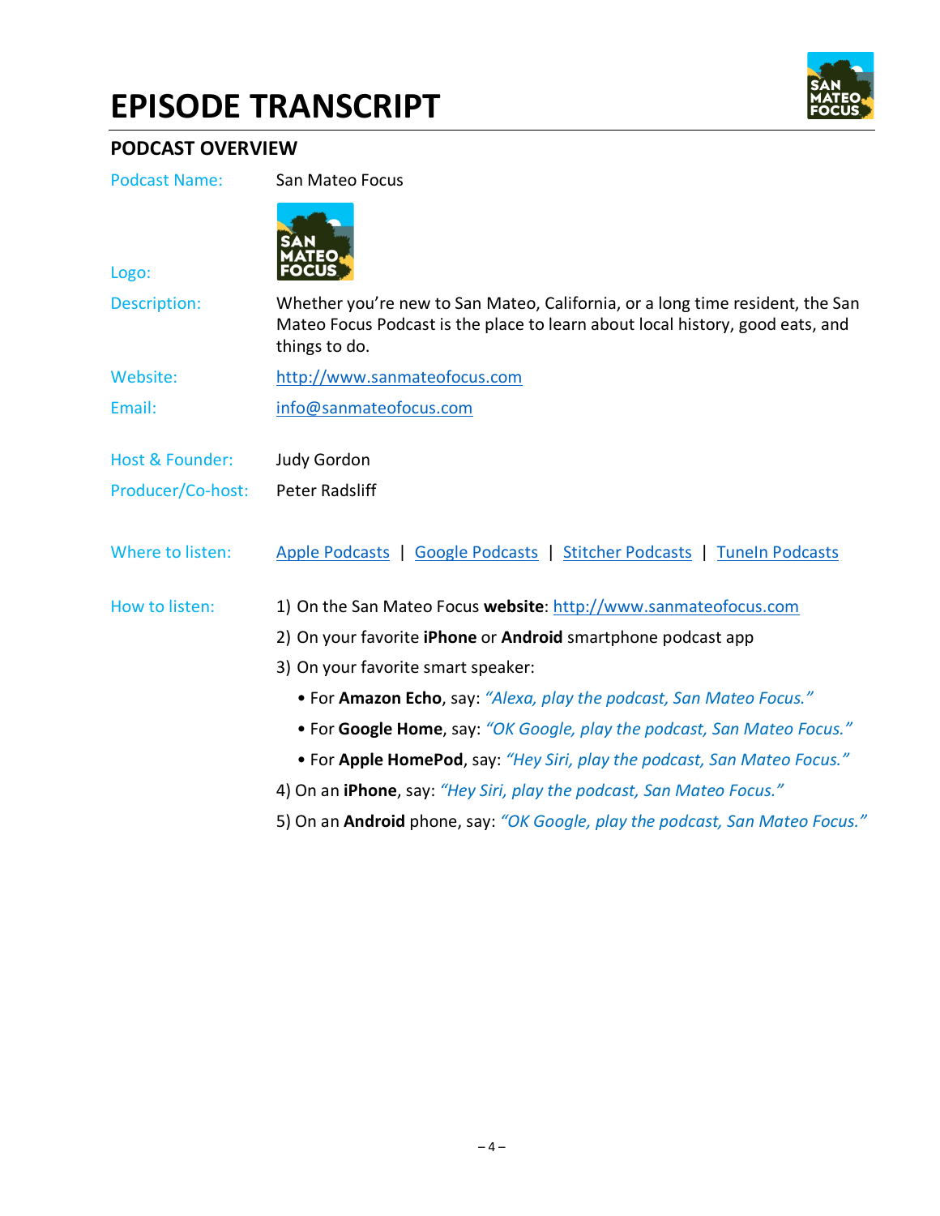# EPISODE TRANSCRIPT

## PODCAST OVERVIEW

| | |
|---|---|
| Podcast Name: | San Mateo Focus |
| Logo: | |
| Description: | Whether you're new to San Mateo, California, or a long time resident, the San Mateo Focus Podcast is the place to learn about local history, good eats, and things to do. |
| Website: | http://www.sanmateofocus.com |
| Email: | info@sanmateofocus.com |
| Host & Founder: | Judy Gordon |
| Producer/Co-host: | Peter Radsliff |
| Where to listen: | Apple Podcasts \| Google Podcasts \| Stitcher Podcasts \| TuneIn Podcasts |

How to listen:

1) On the San Mateo Focus **website**: http://www.sanmateofocus.com
2) On your favorite **iPhone** or **Android** smartphone podcast app
3) On your favorite smart speaker:
   - For **Amazon Echo**, say: *"Alexa, play the podcast, San Mateo Focus."*
   - For **Google Home**, say: *"OK Google, play the podcast, San Mateo Focus."*
   - For **Apple HomePod**, say: *"Hey Siri, play the podcast, San Mateo Focus."*
4) On an **iPhone**, say: *"Hey Siri, play the podcast, San Mateo Focus."*
5) On an **Android** phone, say: *"OK Google, play the podcast, San Mateo Focus."*